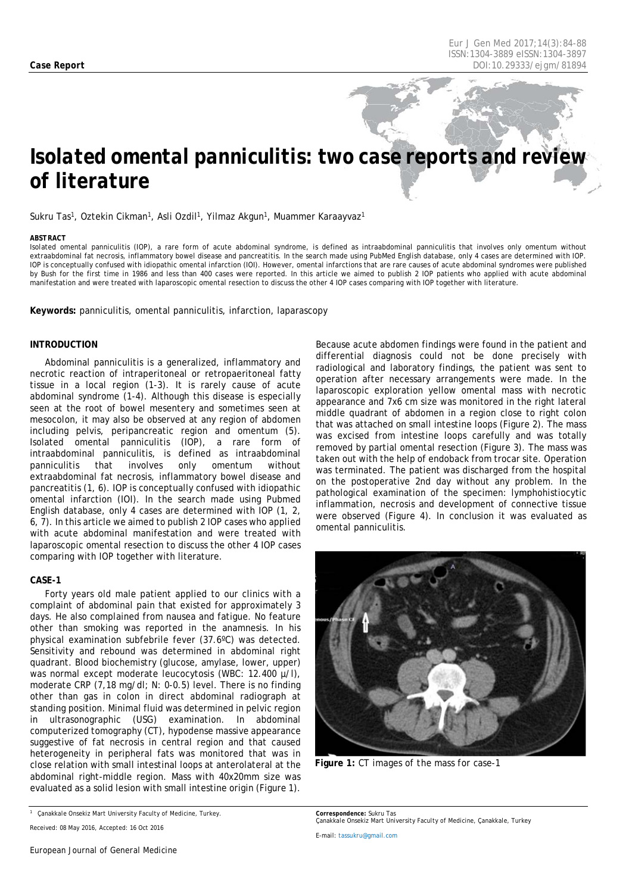Case Report

# Isolated omental panniculitis: two case reports and review of literature

Sukru Tas[1], Oztekin Cikman[1], Asli Ozdil[1], Yilmaz Akgun[1], Muammer Karaayvaz[1]

**ABSTRACT**

Isolated omental panniculitis (IOP), a rare form of acute abdominal syndrome, is defined as intraabdominal panniculitis that involves only omentum without extraabdominal fat necrosis, inflammatory bowel disease and pancreatitis. In the search made using PubMed English database, only 4 cases are determined with IOP. IOP is conceptually confused with idiopathic omental infarction (IOI). However, omental infarctions that are rare causes of acute abdominal syndromes were published by Bush for the first time in 1986 and less than 400 cases were reported. In this article we aimed to publish 2 IOP patients who applied with acute abdominal manifestation and were treated with laparoscopic omental resection to discuss the other 4 IOP cases comparing with IOP together with literature.

**Keywords:** panniculitis, omental panniculitis, infarction, laparascopy

## INTRODUCTION

Abdominal panniculitis is a generalized, inflammatory and necrotic reaction of intraperitoneal or retropaeritoneal fatty tissue in a local region (1-3). It is rarely cause of acute abdominal syndrome (1-4). Although this disease is especially seen at the root of bowel mesentery and sometimes seen at mesocolon, it may also be observed at any region of abdomen including pelvis, peripancreatic region and omentum (5). Isolated omental panniculitis (IOP), a rare form of intraabdominal panniculitis, is defined as intraabdominal panniculitis that involves only omentum without extraabdominal fat necrosis, inflammatory bowel disease and pancreatitis (1, 6). IOP is conceptually confused with idiopathic omental infarction (IOI). In the search made using Pubmed English database, only 4 cases are determined with IOP (1, 2, 6, 7). In this article we aimed to publish 2 IOP cases who applied with acute abdominal manifestation and were treated with laparoscopic omental resection to discuss the other 4 IOP cases comparing with IOP together with literature.

## CASE-1

Forty years old male patient applied to our clinics with a complaint of abdominal pain that existed for approximately 3 days. He also complained from nausea and fatigue. No feature other than smoking was reported in the anamnesis. In his physical examination subfebrile fever (37.6ºC) was detected. Sensitivity and rebound was determined in abdominal right quadrant. Blood biochemistry (glucose, amylase, lower, upper) was normal except moderate leucocytosis (WBC: 12.400 µ/l), moderate CRP (7,18 mg/dl; N: 0-0.5) level. There is no finding other than gas in colon in direct abdominal radiograph at standing position. Minimal fluid was determined in pelvic region in ultrasonographic (USG) examination. In abdominal computerized tomography (CT), hypodense massive appearance suggestive of fat necrosis in central region and that caused heterogeneity in peripheral fats was monitored that was in close relation with small intestinal loops at anterolateral at the abdominal right-middle region. Mass with 40x20mm size was evaluated as a solid lesion with small intestine origin (Figure 1). Because acute abdomen findings were found in the patient and differential diagnosis could not be done precisely with radiological and laboratory findings, the patient was sent to operation after necessary arrangements were made. In the laparoscopic exploration yellow omental mass with necrotic appearance and 7x6 cm size was monitored in the right lateral middle quadrant of abdomen in a region close to right colon that was attached on small intestine loops (Figure 2). The mass was excised from intestine loops carefully and was totally removed by partial omental resection (Figure 3). The mass was taken out with the help of endoback from trocar site. Operation was terminated. The patient was discharged from the hospital on the postoperative 2nd day without any problem. In the pathological examination of the specimen: lymphohistiocytic inflammation, necrosis and development of connective tissue were observed (Figure 4). In conclusion it was evaluated as omental panniculitis.

**Figure 1:** CT images of the mass for case-1

[1] Çanakkale Onsekiz Mart University Faculty of Medicine, Turkey.

Received: 08 May 2016, Accepted: 16 Oct 2016

**Correspondence:** Sukru Tas
Çanakkale Onsekiz Mart University Faculty of Medicine, Çanakkale, Turkey

E-mail: tassukru@gmail.com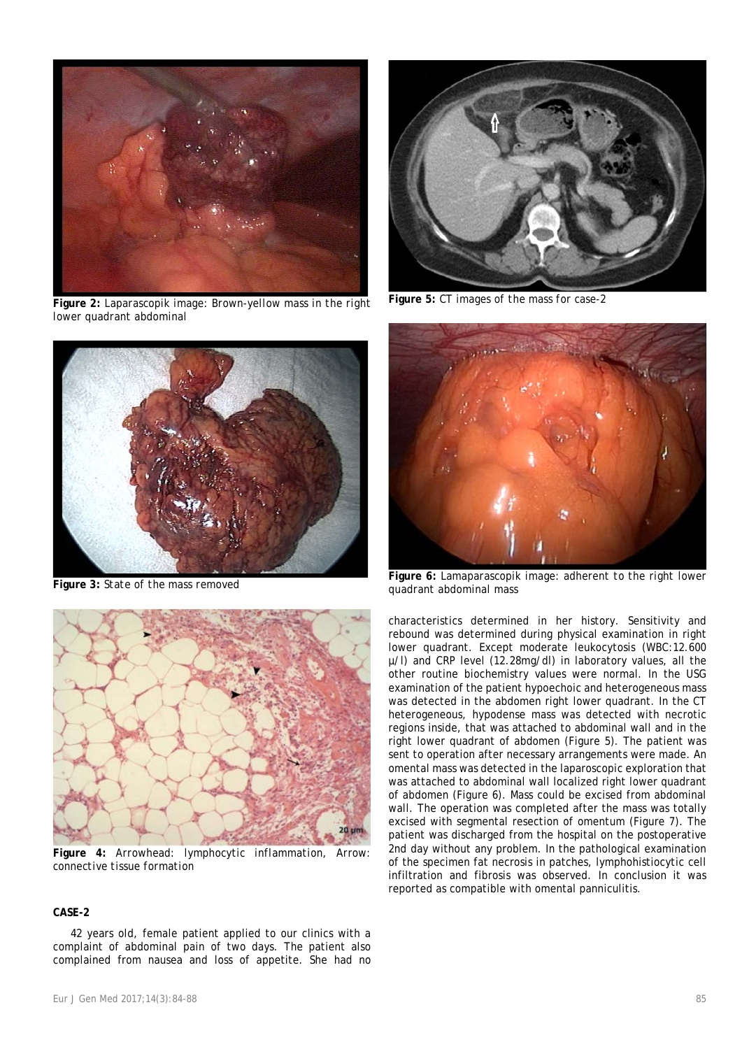Figure 2: Laparascopik image: Brown-yellow mass in the right lower quadrant abdominal

Figure 3: State of the mass removed

Figure 4: Arrowhead: lymphocytic inflammation, Arrow: connective tissue formation

## CASE-2

42 years old, female patient applied to our clinics with a complaint of abdominal pain of two days. The patient also complained from nausea and loss of appetite. She had no characteristics determined in her history. Sensitivity and rebound was determined during physical examination in right lower quadrant. Except moderate leukocytosis (WBC:12.600 µ/l) and CRP level (12.28mg/dl) in laboratory values, all the other routine biochemistry values were normal. In the USG examination of the patient hypoechoic and heterogeneous mass was detected in the abdomen right lower quadrant. In the CT heterogeneous, hypodense mass was detected with necrotic regions inside, that was attached to abdominal wall and in the right lower quadrant of abdomen (Figure 5). The patient was sent to operation after necessary arrangements were made. An omental mass was detected in the laparoscopic exploration that was attached to abdominal wall localized right lower quadrant of abdomen (Figure 6). Mass could be excised from abdominal wall. The operation was completed after the mass was totally excised with segmental resection of omentum (Figure 7). The patient was discharged from the hospital on the postoperative 2nd day without any problem. In the pathological examination of the specimen fat necrosis in patches, lymphohistiocytic cell infiltration and fibrosis was observed. In conclusion it was reported as compatible with omental panniculitis.

Figure 5: CT images of the mass for case-2

Figure 6: Lamaparascopik image: adherent to the right lower quadrant abdominal mass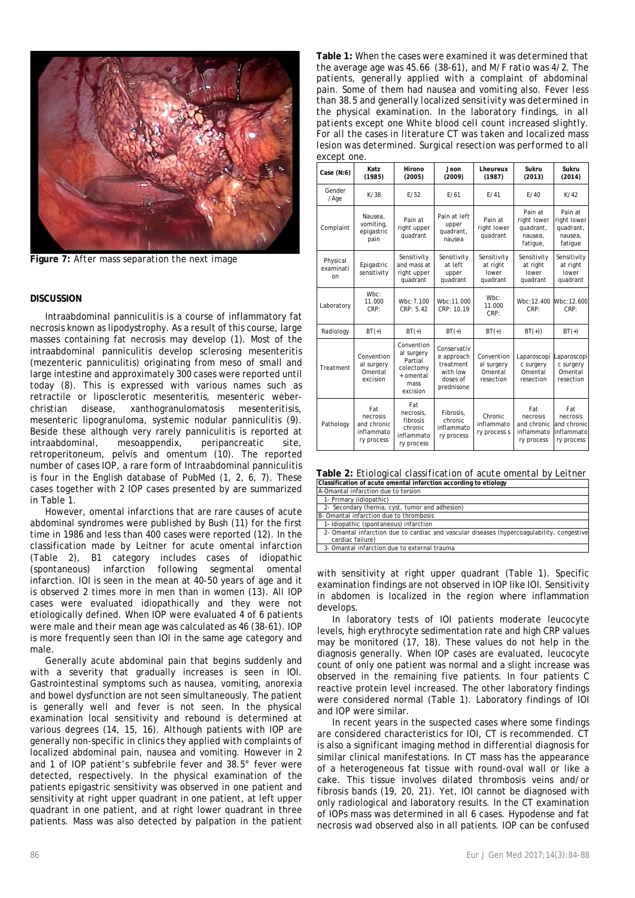**Figure 7:** After mass separation the next image

## DISCUSSION

Intraabdominal panniculitis is a course of inflammatory fat necrosis known as lipodystrophy. As a result of this course, large masses containing fat necrosis may develop (1). Most of the intraabdominal panniculitis develop sclerosing mesenteritis (mezenteric panniculitis) originating from meso of small and large intestine and approximately 300 cases were reported until today (8). This is expressed with various names such as retractile or liposclerotic mesenteritis, mesenteric weber-christian disease, xanthogranulomatosis mesenteritisis, mesenteric lipogranuloma, systemic nodular panniculitis (9). Beside these although very rarely panniculitis is reported at intraabdominal, mesoappendix, peripancreatic site, retroperitoneum, pelvis and omentum (10). The reported number of cases IOP, a rare form of Intraabdominal panniculitis is four in the English database of PubMed (1, 2, 6, 7). These cases together with 2 IOP cases presented by are summarized in Table 1.

However, omental infarctions that are rare causes of acute abdominal syndromes were published by Bush (11) for the first time in 1986 and less than 400 cases were reported (12). In the classification made by Leitner for acute omental infarction (Table 2), B1 category includes cases of idiopathic (spontaneous) infarction following segmental omental infarction. IOI is seen in the mean at 40-50 years of age and it is observed 2 times more in men than in women (13). All IOP cases were evaluated idiopathically and they were not etiologically defined. When IOP were evaluated 4 of 6 patients were male and their mean age was calculated as 46 (38-61). IOP is more frequently seen than IOI in the same age category and male.

Generally acute abdominal pain that begins suddenly and with a severity that gradually increases is seen in IOI. Gastrointestinal symptoms such as nausea, vomiting, anorexia and bowel dysfunction are not seen simultaneously. The patient is generally well and fever is not seen. In the physical examination local sensitivity and rebound is determined at various degrees (14, 15, 16). Although patients with IOP are generally non-specific in clinics they applied with complaints of localized abdominal pain, nausea and vomiting. However in 2 and 1 of IOP patient's subfebrile fever and 38.5° fever were detected, respectively. In the physical examination of the patients epigastric sensitivity was observed in one patient and sensitivity at right upper quadrant in one patient, at left upper quadrant in one patient, and at right lower quadrant in three patients. Mass was also detected by palpation in the patient

**Table 1:** When the cases were examined it was determined that the average age was 45.66 (38-61), and M/F ratio was 4/2. The patients, generally applied with a complaint of abdominal pain. Some of them had nausea and vomiting also. Fever less than 38.5 and generally localized sensitivity was determined in the physical examination. In the laboratory findings, in all patients except one White blood cell count increased slightly. For all the cases in literature CT was taken and localized mass lesion was determined. Surgical resection was performed to all except one.

| Case (N:6) | Katz (1985) | Hirono (2005) | Jeon (2009) | Lheureux (1987) | Sukru (2013) | Sukru (2014) |
|---|---|---|---|---|---|---|
| Gender /Age | K/38 | E/52 | E/61 | E/41 | E/40 | K/42 |
| Complaint | Nausea, vomiting, epigastric pain | Pain at right upper quadrant | Pain at left upper quadrant, nausea | Pain at right lower quadrant | Pain at right lower quadrant, nausea, fatigue, | Pain at right lower quadrant, nausea, fatigue |
| Physical examination | Epigastric sensitivity | Sensitivity and mass at right upper quadrant | Sensitivity at left upper quadrant | Sensitivity at right lower quadrant | Sensitivity at right lower quadrant | Sensitivity at right lower quadrant |
| Laboratory | Wbc: 11.000 CRP: | Wbc:7.100 CRP: 5.42 | Wbc:11.000 CRP: 10.19 | Wbc: 11.000 CRP: | Wbc:12.400 CRP: | Wbc:12.600 CRP: |
| Radiology | BT(+) | BT(+) | BT(+) | BT(+) | BT(+)) | BT(+) |
| Treatment | Conventional surgery Omental excision | Conventional surgery Partial colectomy + omental mass excision | Conservative approach treatment with low doses of prednisone | Conventional surgery Omental resection | Laparoscopic surgery Omental resection | Laparoscopic surgery Omental resection |
| Pathology | Fat necrosis and chronic inflammatory process | Fat necrosis, fibrosis chronic inflammatory process | Fibrosis, chronic inflammatory process | Chronic inflammatory process s | Fat necrosis and chronic inflammatory process | Fat necrosis and chronic inflammatory process |

**Table 2:** Etiological classification of acute omental by Leitner

| Classification of acute omental infarction according to etiology |
|---|
| A-Omantal infarction due to torsion |
| 1- Primary (idiopathic) |
| 2- Secondary (hernia, cyst, tumor and adhesion) |
| B- Omantal infarction due to thrombosis |
| 1- Idiopathic (spontaneous) infarction |
| 2- Omantal infarction due to cardiac and vascular diseases (hypercoagulability, congestive cardiac failure) |
| 3- Omantal infarction due to external trauma |

with sensitivity at right upper quadrant (Table 1). Specific examination findings are not observed in IOP like IOI. Sensitivity in abdomen is localized in the region where inflammation develops.

In laboratory tests of IOI patients moderate leucocyte levels, high erythrocyte sedimentation rate and high CRP values may be monitored (17, 18). These values do not help in the diagnosis generally. When IOP cases are evaluated, leucocyte count of only one patient was normal and a slight increase was observed in the remaining five patients. In four patients C reactive protein level increased. The other laboratory findings were considered normal (Table 1). Laboratory findings of IOI and IOP were similar.

In recent years in the suspected cases where some findings are considered characteristics for IOI, CT is recommended. CT is also a significant imaging method in differential diagnosis for similar clinical manifestations. In CT mass has the appearance of a heterogeneous fat tissue with round-oval wall or like a cake. This tissue involves dilated thrombosis veins and/or fibrosis bands (19, 20, 21). Yet, IOI cannot be diagnosed with only radiological and laboratory results. In the CT examination of IOPs mass was determined in all 6 cases. Hypodense and fat necrosis wad observed also in all patients. IOP can be confused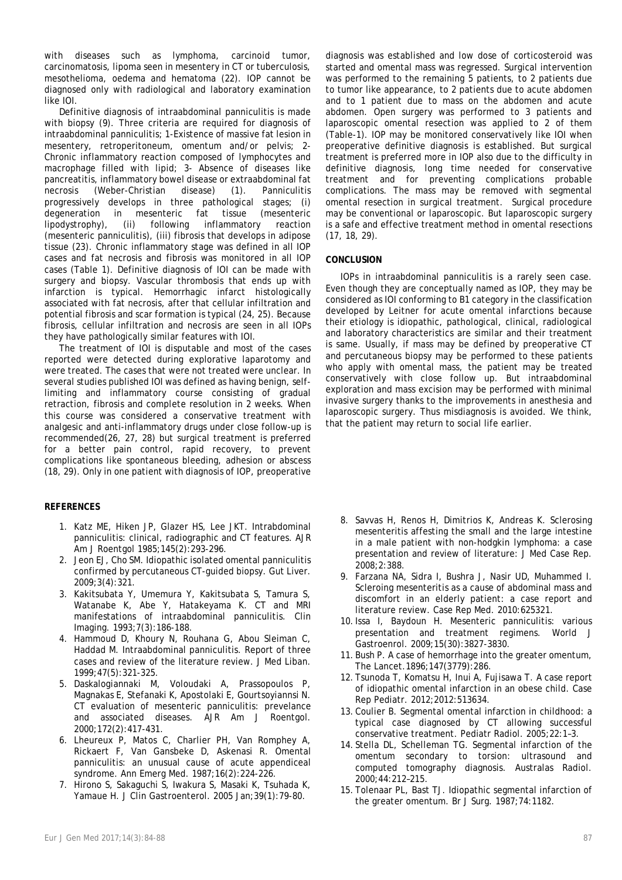with diseases such as lymphoma, carcinoid tumor, carcinomatosis, lipoma seen in mesentery in CT or tuberculosis, mesothelioma, oedema and hematoma (22). IOP cannot be diagnosed only with radiological and laboratory examination like IOI.

Definitive diagnosis of intraabdominal panniculitis is made with biopsy (9). Three criteria are required for diagnosis of intraabdominal panniculitis; 1-Existence of massive fat lesion in mesentery, retroperitoneum, omentum and/or pelvis; 2-Chronic inflammatory reaction composed of lymphocytes and macrophage filled with lipid; 3- Absence of diseases like pancreatitis, inflammatory bowel disease or extraabdominal fat necrosis (Weber-Christian disease) (1). Panniculitis progressively develops in three pathological stages; (i) degeneration in mesenteric fat tissue (mesenteric lipodystrophy), (ii) following inflammatory reaction (mesenteric panniculitis), (iii) fibrosis that develops in adipose tissue (23). Chronic inflammatory stage was defined in all IOP cases and fat necrosis and fibrosis was monitored in all IOP cases (Table 1). Definitive diagnosis of IOI can be made with surgery and biopsy. Vascular thrombosis that ends up with infarction is typical. Hemorrhagic infarct histologically associated with fat necrosis, after that cellular infiltration and potential fibrosis and scar formation is typical (24, 25). Because fibrosis, cellular infiltration and necrosis are seen in all IOPs they have pathologically similar features with IOI.

The treatment of IOI is disputable and most of the cases reported were detected during explorative laparotomy and were treated. The cases that were not treated were unclear. In several studies published IOI was defined as having benign, self-limiting and inflammatory course consisting of gradual retraction, fibrosis and complete resolution in 2 weeks. When this course was considered a conservative treatment with analgesic and anti-inflammatory drugs under close follow-up is recommended(26, 27, 28) but surgical treatment is preferred for a better pain control, rapid recovery, to prevent complications like spontaneous bleeding, adhesion or abscess (18, 29). Only in one patient with diagnosis of IOP, preoperative diagnosis was established and low dose of corticosteroid was started and omental mass was regressed. Surgical intervention was performed to the remaining 5 patients, to 2 patients due to tumor like appearance, to 2 patients due to acute abdomen and to 1 patient due to mass on the abdomen and acute abdomen. Open surgery was performed to 3 patients and laparoscopic omental resection was applied to 2 of them (Table-1). IOP may be monitored conservatively like IOI when preoperative definitive diagnosis is established. But surgical treatment is preferred more in IOP also due to the difficulty in definitive diagnosis, long time needed for conservative treatment and for preventing complications probable complications. The mass may be removed with segmental omental resection in surgical treatment. Surgical procedure may be conventional or laparoscopic. But laparoscopic surgery is a safe and effective treatment method in omental resections (17, 18, 29).

## CONCLUSION

IOPs in intraabdominal panniculitis is a rarely seen case. Even though they are conceptually named as IOP, they may be considered as IOI conforming to B1 category in the classification developed by Leitner for acute omental infarctions because their etiology is idiopathic, pathological, clinical, radiological and laboratory characteristics are similar and their treatment is same. Usually, if mass may be defined by preoperative CT and percutaneous biopsy may be performed to these patients who apply with omental mass, the patient may be treated conservatively with close follow up. But intraabdominal exploration and mass excision may be performed with minimal invasive surgery thanks to the improvements in anesthesia and laparoscopic surgery. Thus misdiagnosis is avoided. We think, that the patient may return to social life earlier.

## REFERENCES

1. Katz ME, Hiken JP, Glazer HS, Lee JKT. Intrabdominal panniculitis: clinical, radiographic and CT features. AJR Am J Roentgol 1985;145(2):293-296.
2. Jeon EJ, Cho SM. Idiopathic isolated omental panniculitis confirmed by percutaneous CT-guided biopsy. Gut Liver. 2009;3(4):321.
3. Kakitsubata Y, Umemura Y, Kakitsubata S, Tamura S, Watanabe K, Abe Y, Hatakeyama K. CT and MRI manifestations of intraabdominal panniculitis. Clin Imaging. 1993;7(3):186-188.
4. Hammoud D, Khoury N, Rouhana G, Abou Sleiman C, Haddad M. Intraabdominal panniculitis. Report of three cases and review of the literature review. J Med Liban. 1999;47(5):321-325.
5. Daskalogiannaki M, Voloudaki A, Prassopoulos P, Magnakas E, Stefanaki K, Apostolaki E, Gourtsoyiannsi N. CT evaluation of mesenteric panniculitis: prevelance and associated diseases. AJR Am J Roentgol. 2000;172(2):417-431.
6. Lheureux P, Matos C, Charlier PH, Van Romphey A, Rickaert F, Van Gansbeke D, Askenasi R. Omental panniculitis: an unusual cause of acute appendiceal syndrome. Ann Emerg Med. 1987;16(2):224-226.
7. Hirono S, Sakaguchi S, Iwakura S, Masaki K, Tsuhada K, Yamaue H. J Clin Gastroenterol. 2005 Jan;39(1):79-80.
8. Savvas H, Renos H, Dimitrios K, Andreas K. Sclerosing mesenteritis affesting the small and the large intestine in a male patient with non-hodgkin lymphoma: a case presentation and review of literature: J Med Case Rep. 2008;2:388.
9. Farzana NA, Sidra I, Bushra J, Nasir UD, Muhammed I. Scleroing mesenteritis as a cause of abdominal mass and discomfort in an elderly patient: a case report and literature review. Case Rep Med. 2010:625321.
10. Issa I, Baydoun H. Mesenteric panniculitis: various presentation and treatment regimens. World J Gastroenrol. 2009;15(30):3827-3830.
11. Bush P. A case of hemorrhage into the greater omentum, The Lancet.1896;147(3779):286.
12. Tsunoda T, Komatsu H, Inui A, Fujisawa T. A case report of idiopathic omental infarction in an obese child. Case Rep Pediatr. 2012;2012:513634.
13. Coulier B. Segmental omental infarction in childhood: a typical case diagnosed by CT allowing successful conservative treatment. Pediatr Radiol. 2005;22:1–3.
14. Stella DL, Schelleman TG. Segmental infarction of the omentum secondary to torsion: ultrasound and computed tomography diagnosis. Australas Radiol. 2000;44:212–215.
15. Tolenaar PL, Bast TJ. Idiopathic segmental infarction of the greater omentum. Br J Surg. 1987;74:1182.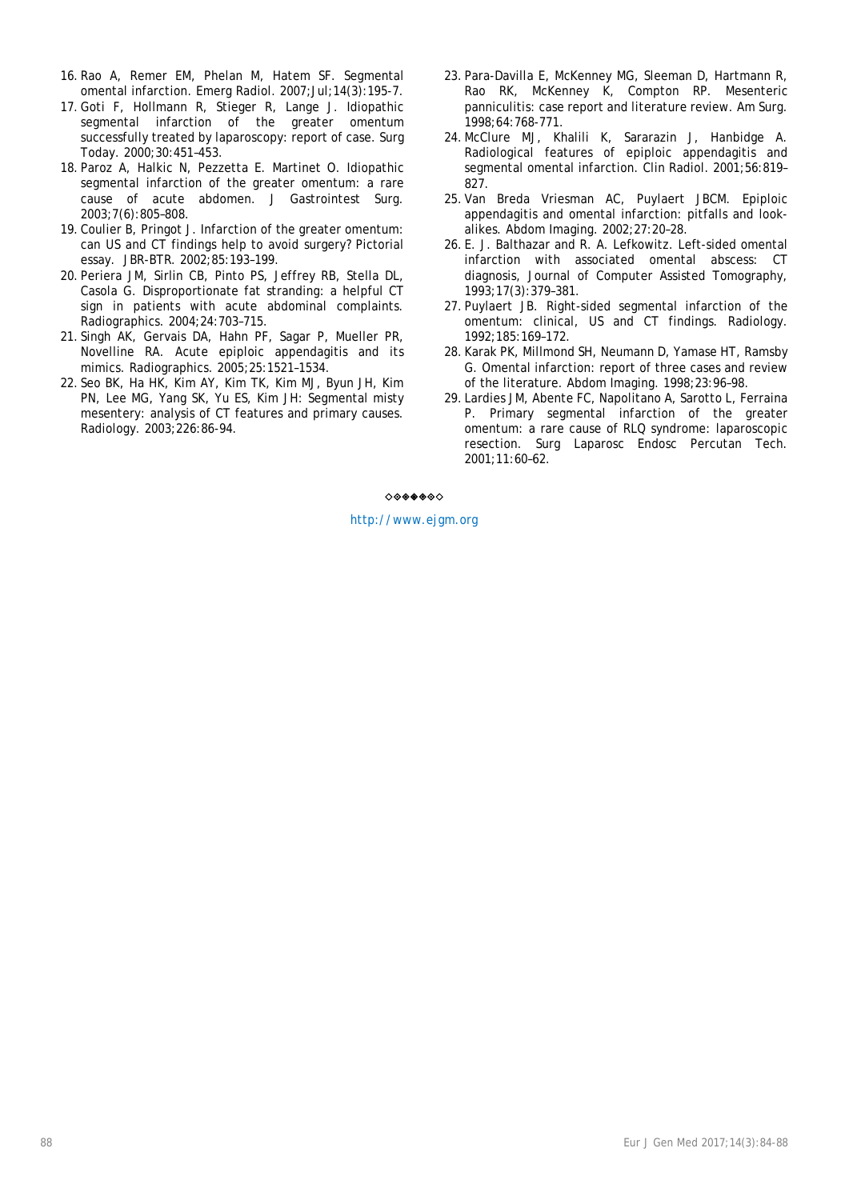16. Rao A, Remer EM, Phelan M, Hatem SF. Segmental omental infarction. Emerg Radiol. 2007;Jul;14(3):195-7.
17. Goti F, Hollmann R, Stieger R, Lange J. Idiopathic segmental infarction of the greater omentum successfully treated by laparoscopy: report of case. Surg Today. 2000;30:451–453.
18. Paroz A, Halkic N, Pezzetta E. Martinet O. Idiopathic segmental infarction of the greater omentum: a rare cause of acute abdomen. J Gastrointest Surg. 2003;7(6):805–808.
19. Coulier B, Pringot J. Infarction of the greater omentum: can US and CT findings help to avoid surgery? Pictorial essay. JBR-BTR. 2002;85:193–199.
20. Periera JM, Sirlin CB, Pinto PS, Jeffrey RB, Stella DL, Casola G. Disproportionate fat stranding: a helpful CT sign in patients with acute abdominal complaints. Radiographics. 2004;24:703–715.
21. Singh AK, Gervais DA, Hahn PF, Sagar P, Mueller PR, Novelline RA. Acute epiploic appendagitis and its mimics. Radiographics. 2005;25:1521–1534.
22. Seo BK, Ha HK, Kim AY, Kim TK, Kim MJ, Byun JH, Kim PN, Lee MG, Yang SK, Yu ES, Kim JH: Segmental misty mesentery: analysis of CT features and primary causes. Radiology. 2003;226:86-94.
23. Para-Davilla E, McKenney MG, Sleeman D, Hartmann R, Rao RK, McKenney K, Compton RP. Mesenteric panniculitis: case report and literature review. Am Surg. 1998;64:768-771.
24. McClure MJ, Khalili K, Sararazin J, Hanbidge A. Radiological features of epiploic appendagitis and segmental omental infarction. Clin Radiol. 2001;56:819–827.
25. Van Breda Vriesman AC, Puylaert JBCM. Epiploic appendagitis and omental infarction: pitfalls and look-alikes. Abdom Imaging. 2002;27:20–28.
26. E. J. Balthazar and R. A. Lefkowitz. Left-sided omental infarction with associated omental abscess: CT diagnosis, Journal of Computer Assisted Tomography, 1993;17(3):379–381.
27. Puylaert JB. Right-sided segmental infarction of the omentum: clinical, US and CT findings. Radiology. 1992;185:169–172.
28. Karak PK, Millmond SH, Neumann D, Yamase HT, Ramsby G. Omental infarction: report of three cases and review of the literature. Abdom Imaging. 1998;23:96–98.
29. Lardies JM, Abente FC, Napolitano A, Sarotto L, Ferraina P. Primary segmental infarction of the greater omentum: a rare cause of RLQ syndrome: laparoscopic resection. Surg Laparosc Endosc Percutan Tech. 2001;11:60–62.

http://www.ejgm.org